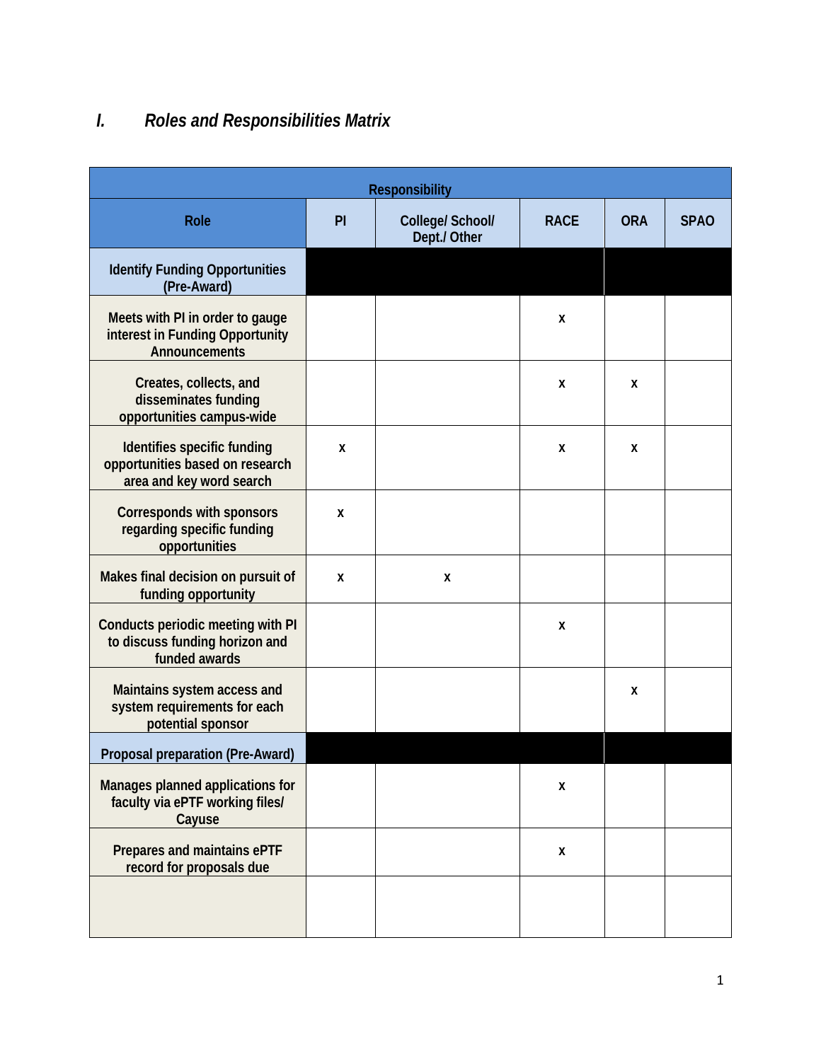## I. *Roles and Responsibilities Matrix*

| Responsibility | | | | | |
|---|---|---|---|---|---|
| **Role** | **PI** | **College/ School/ Dept./ Other** | **RACE** | **ORA** | **SPAO** |
| **Identify Funding Opportunities (Pre-Award)** | | | | | |
| Meets with PI in order to gauge interest in Funding Opportunity Announcements | | | x | | |
| Creates, collects, and disseminates funding opportunities campus-wide | | | x | x | |
| Identifies specific funding opportunities based on research area and key word search | x | | x | x | |
| Corresponds with sponsors regarding specific funding opportunities | x | | | | |
| Makes final decision on pursuit of funding opportunity | x | x | | | |
| Conducts periodic meeting with PI to discuss funding horizon and funded awards | | | x | | |
| Maintains system access and system requirements for each potential sponsor | | | | x | |
| **Proposal preparation (Pre-Award)** | | | | | |
| Manages planned applications for faculty via ePTF working files/ Cayuse | | | x | | |
| Prepares and maintains ePTF record for proposals due | | | x | | |
| | | | | | |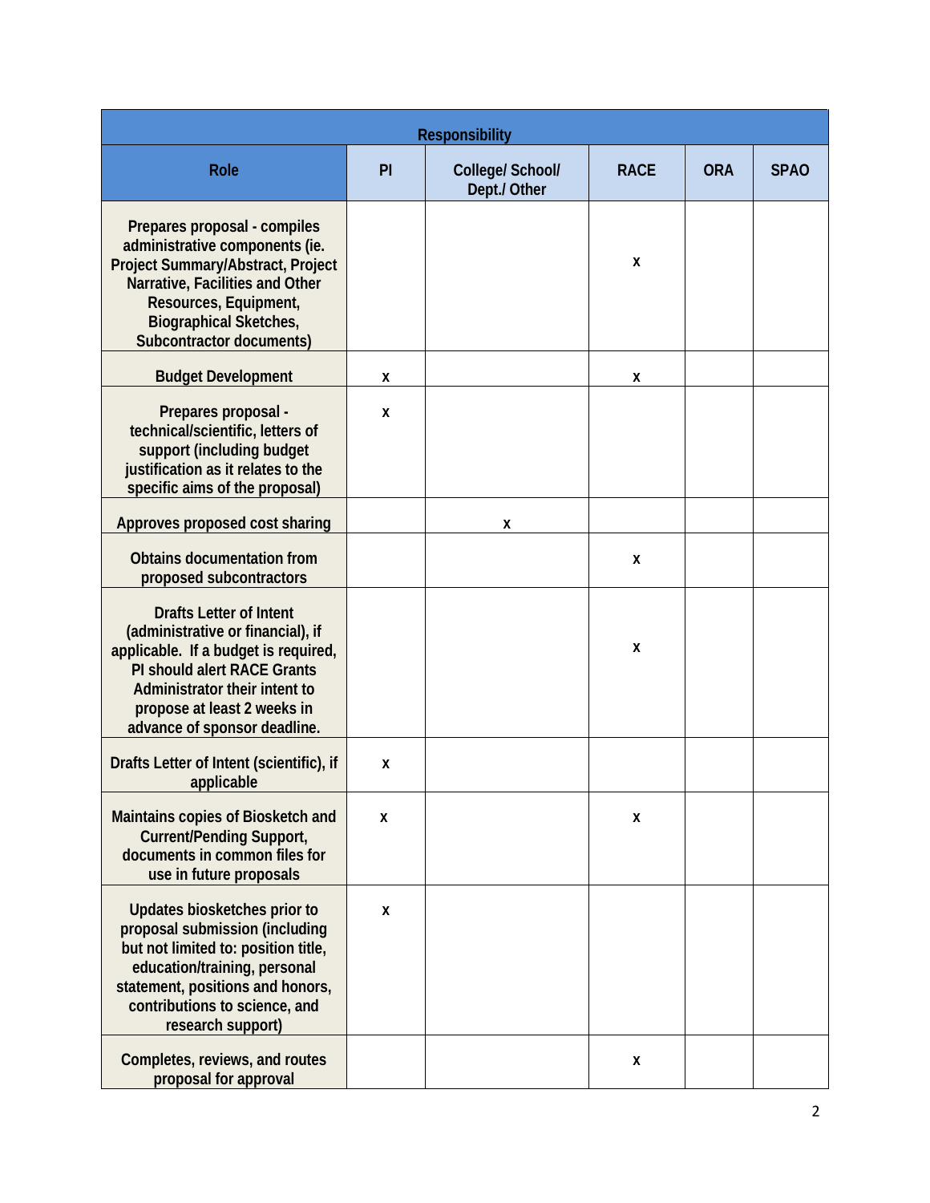| Responsibility | | | | | |
|---|---|---|---|---|---|
| **Role** | **PI** | **College/ School/ Dept./ Other** | **RACE** | **ORA** | **SPAO** |
| Prepares proposal - compiles administrative components (ie. Project Summary/Abstract, Project Narrative, Facilities and Other Resources, Equipment, Biographical Sketches, Subcontractor documents) | | | x | | |
| Budget Development | x | | x | | |
| Prepares proposal - technical/scientific, letters of support (including budget justification as it relates to the specific aims of the proposal) | x | | | | |
| Approves proposed cost sharing | | x | | | |
| Obtains documentation from proposed subcontractors | | | x | | |
| Drafts Letter of Intent (administrative or financial), if applicable. If a budget is required, PI should alert RACE Grants Administrator their intent to propose at least 2 weeks in advance of sponsor deadline. | | | x | | |
| Drafts Letter of Intent (scientific), if applicable | x | | | | |
| Maintains copies of Biosketch and Current/Pending Support, documents in common files for use in future proposals | x | | x | | |
| Updates biosketches prior to proposal submission (including but not limited to: position title, education/training, personal statement, positions and honors, contributions to science, and research support) | x | | | | |
| Completes, reviews, and routes proposal for approval | | | x | | |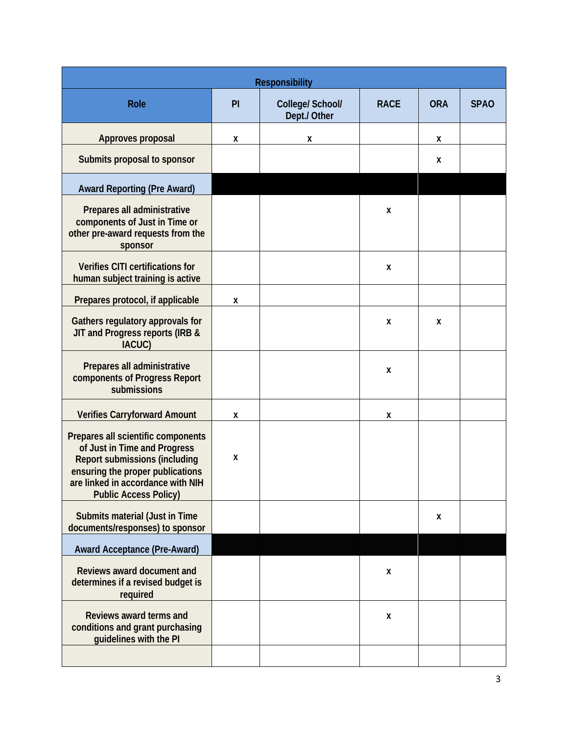| Responsibility | | | | | |
|---|---|---|---|---|---|
| Role | PI | College/ School/ Dept./ Other | RACE | ORA | SPAO |
| Approves proposal | x | x | | x | |
| Submits proposal to sponsor | | | | x | |
| Award Reporting (Pre Award) | | | | | |
| Prepares all administrative components of Just in Time or other pre-award requests from the sponsor | | | x | | |
| Verifies CITI certifications for human subject training is active | | | x | | |
| Prepares protocol, if applicable | x | | | | |
| Gathers regulatory approvals for JIT and Progress reports (IRB & IACUC) | | | x | x | |
| Prepares all administrative components of Progress Report submissions | | | x | | |
| Verifies Carryforward Amount | x | | x | | |
| Prepares all scientific components of Just in Time and Progress Report submissions (including ensuring the proper publications are linked in accordance with NIH Public Access Policy) | x | | | | |
| Submits material (Just in Time documents/responses) to sponsor | | | | x | |
| Award Acceptance (Pre-Award) | | | | | |
| Reviews award document and determines if a revised budget is required | | | x | | |
| Reviews award terms and conditions and grant purchasing guidelines with the PI | | | x | | |
| | | | | | |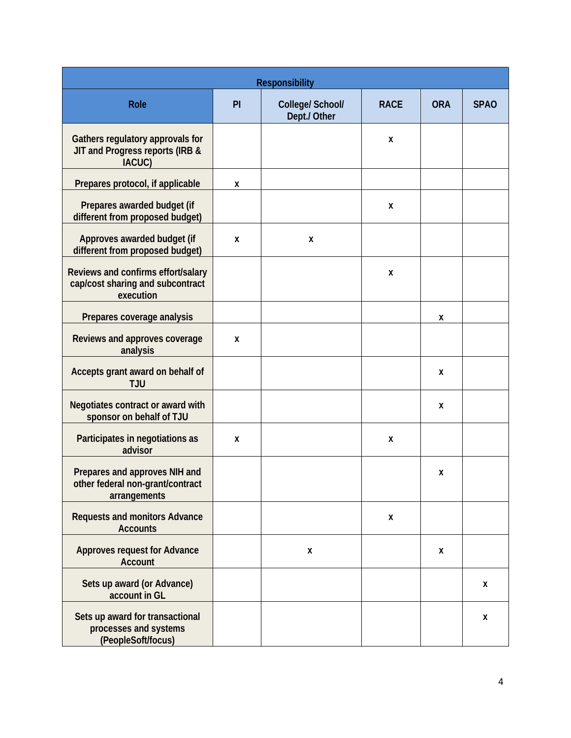| Responsibility | | | | | |
|---|---|---|---|---|---|
| **Role** | **PI** | **College/ School/ Dept./ Other** | **RACE** | **ORA** | **SPAO** |
| Gathers regulatory approvals for JIT and Progress reports (IRB & IACUC) | | | x | | |
| Prepares protocol, if applicable | x | | | | |
| Prepares awarded budget (if different from proposed budget) | | | x | | |
| Approves awarded budget (if different from proposed budget) | x | x | | | |
| Reviews and confirms effort/salary cap/cost sharing and subcontract execution | | | x | | |
| Prepares coverage analysis | | | | x | |
| Reviews and approves coverage analysis | x | | | | |
| Accepts grant award on behalf of TJU | | | | x | |
| Negotiates contract or award with sponsor on behalf of TJU | | | | x | |
| Participates in negotiations as advisor | x | | x | | |
| Prepares and approves NIH and other federal non-grant/contract arrangements | | | | x | |
| Requests and monitors Advance Accounts | | | x | | |
| Approves request for Advance Account | | x | | x | |
| Sets up award (or Advance) account in GL | | | | | x |
| Sets up award for transactional processes and systems (PeopleSoft/focus) | | | | | x |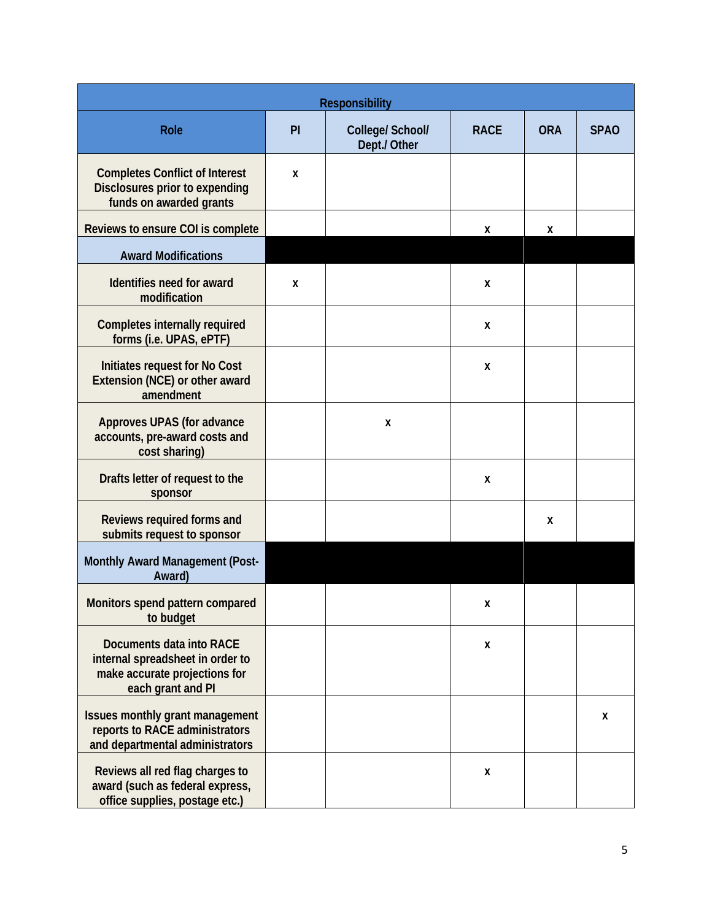| Responsibility | | | | | |
|---|---|---|---|---|---|
| Role | PI | College/ School/ Dept./ Other | RACE | ORA | SPAO |
| Completes Conflict of Interest Disclosures prior to expending funds on awarded grants | x | | | | |
| Reviews to ensure COI is complete | | | x | x | |
| Award Modifications | | | | | |
| Identifies need for award modification | x | | x | | |
| Completes internally required forms (i.e. UPAS, ePTF) | | | x | | |
| Initiates request for No Cost Extension (NCE) or other award amendment | | | x | | |
| Approves UPAS (for advance accounts, pre-award costs and cost sharing) | | x | | | |
| Drafts letter of request to the sponsor | | | x | | |
| Reviews required forms and submits request to sponsor | | | | x | |
| Monthly Award Management (Post-Award) | | | | | |
| Monitors spend pattern compared to budget | | | x | | |
| Documents data into RACE internal spreadsheet in order to make accurate projections for each grant and PI | | | x | | |
| Issues monthly grant management reports to RACE administrators and departmental administrators | | | | | x |
| Reviews all red flag charges to award (such as federal express, office supplies, postage etc.) | | | x | | |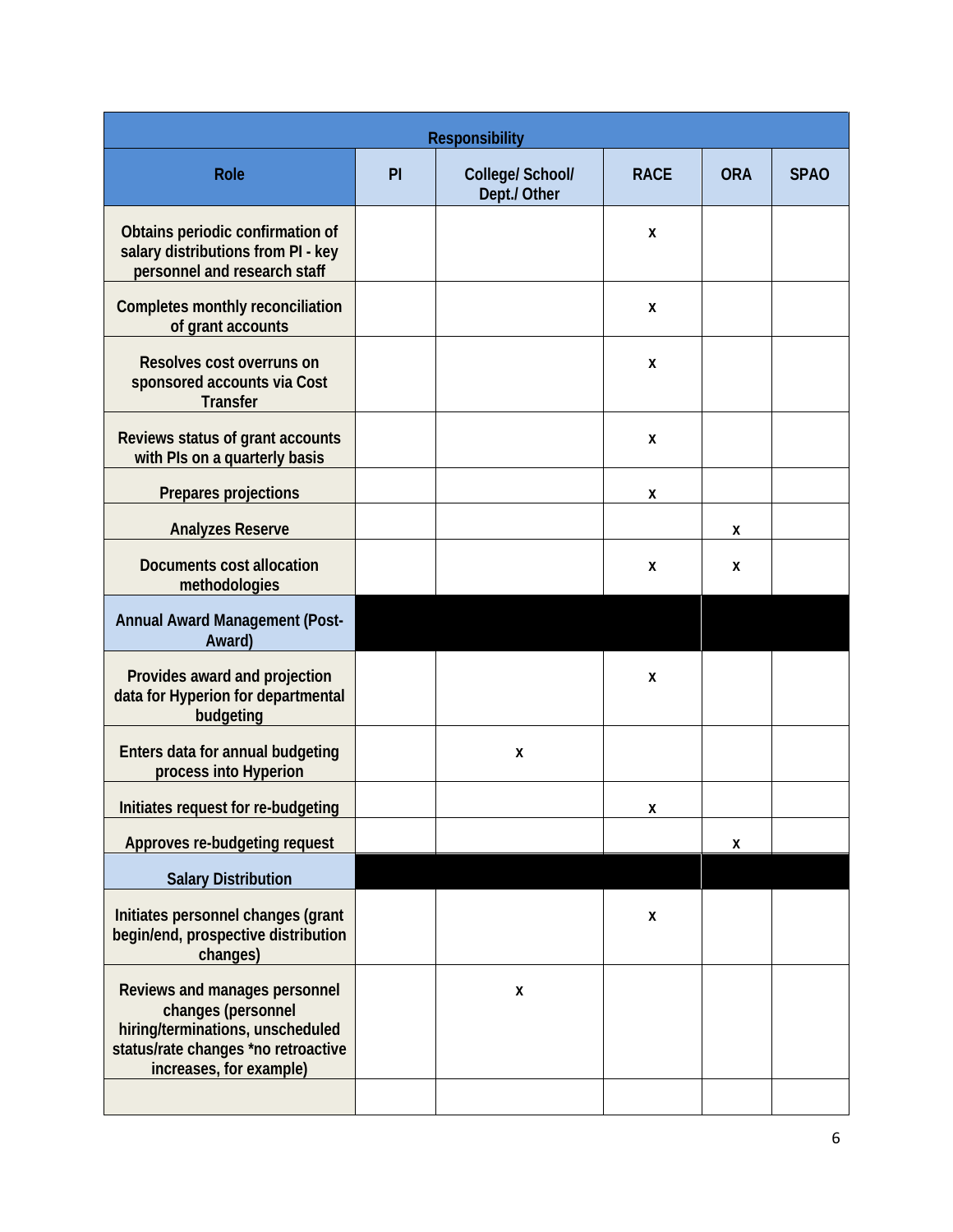| Responsibility | | | | | |
|---|---|---|---|---|---|
| **Role** | **PI** | **College/ School/ Dept./ Other** | **RACE** | **ORA** | **SPAO** |
| Obtains periodic confirmation of salary distributions from PI - key personnel and research staff | | | x | | |
| Completes monthly reconciliation of grant accounts | | | x | | |
| Resolves cost overruns on sponsored accounts via Cost Transfer | | | x | | |
| Reviews status of grant accounts with PIs on a quarterly basis | | | x | | |
| Prepares projections | | | x | | |
| Analyzes Reserve | | | | x | |
| Documents cost allocation methodologies | | | x | x | |
| **Annual Award Management (Post-Award)** | | | | | |
| Provides award and projection data for Hyperion for departmental budgeting | | | x | | |
| Enters data for annual budgeting process into Hyperion | | x | | | |
| Initiates request for re-budgeting | | | x | | |
| Approves re-budgeting request | | | | x | |
| **Salary Distribution** | | | | | |
| Initiates personnel changes (grant begin/end, prospective distribution changes) | | | x | | |
| Reviews and manages personnel changes (personnel hiring/terminations, unscheduled status/rate changes *no retroactive increases, for example) | | x | | | |
| | | | | | |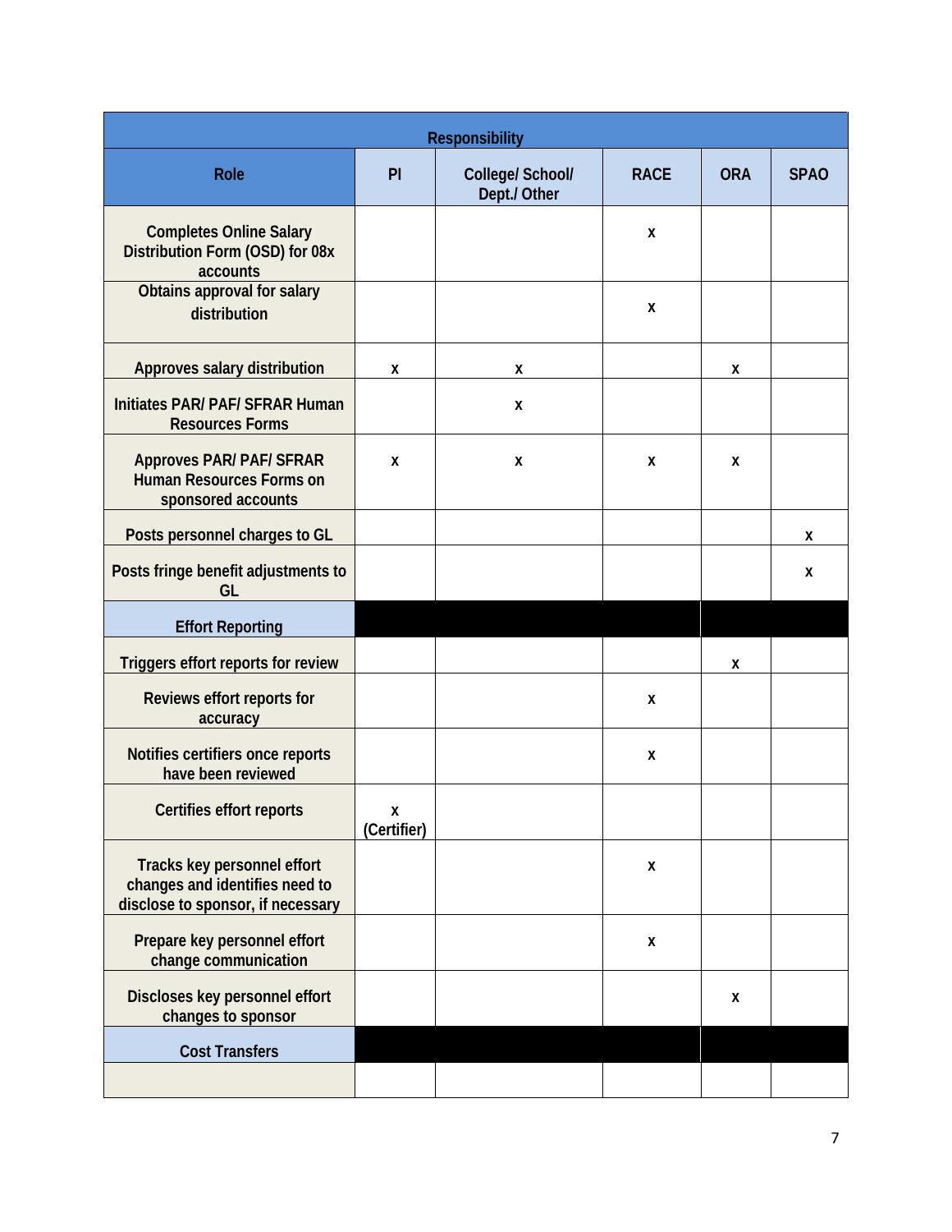| Responsibility | | | | | |
|---|---|---|---|---|---|
| **Role** | **PI** | **College/ School/ Dept./ Other** | **RACE** | **ORA** | **SPAO** |
| Completes Online Salary Distribution Form (OSD) for 08x accounts | | | x | | |
| Obtains approval for salary distribution | | | x | | |
| Approves salary distribution | x | x | | x | |
| Initiates PAR/ PAF/ SFRAR Human Resources Forms | | x | | | |
| Approves PAR/ PAF/ SFRAR Human Resources Forms on sponsored accounts | x | x | x | x | |
| Posts personnel charges to GL | | | | | x |
| Posts fringe benefit adjustments to GL | | | | | x |
| **Effort Reporting** | | | | | |
| Triggers effort reports for review | | | | x | |
| Reviews effort reports for accuracy | | | x | | |
| Notifies certifiers once reports have been reviewed | | | x | | |
| Certifies effort reports | x (Certifier) | | | | |
| Tracks key personnel effort changes and identifies need to disclose to sponsor, if necessary | | | x | | |
| Prepare key personnel effort change communication | | | x | | |
| Discloses key personnel effort changes to sponsor | | | | x | |
| **Cost Transfers** | | | | | |
| | | | | | |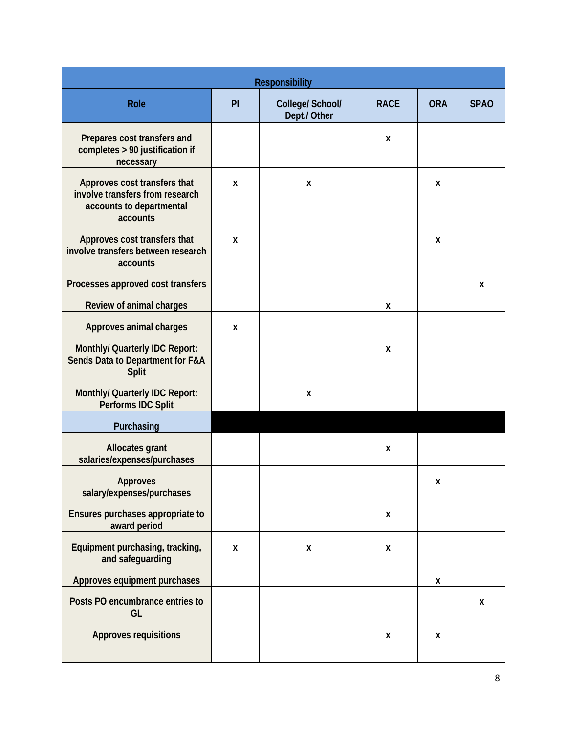| Responsibility | | | | | |
|---|---|---|---|---|---|
| Role | PI | College/ School/ Dept./ Other | RACE | ORA | SPAO |
| Prepares cost transfers and completes > 90 justification if necessary | | | x | | |
| Approves cost transfers that involve transfers from research accounts to departmental accounts | x | x | | x | |
| Approves cost transfers that involve transfers between research accounts | x | | | x | |
| Processes approved cost transfers | | | | | x |
| Review of animal charges | | | x | | |
| Approves animal charges | x | | | | |
| Monthly/ Quarterly IDC Report: Sends Data to Department for F&A Split | | | x | | |
| Monthly/ Quarterly IDC Report: Performs IDC Split | | x | | | |
| **Purchasing** | | | | | |
| Allocates grant salaries/expenses/purchases | | | x | | |
| Approves salary/expenses/purchases | | | | x | |
| Ensures purchases appropriate to award period | | | x | | |
| Equipment purchasing, tracking, and safeguarding | x | x | x | | |
| Approves equipment purchases | | | | x | |
| Posts PO encumbrance entries to GL | | | | | x |
| Approves requisitions | | | x | x | |
| | | | | | |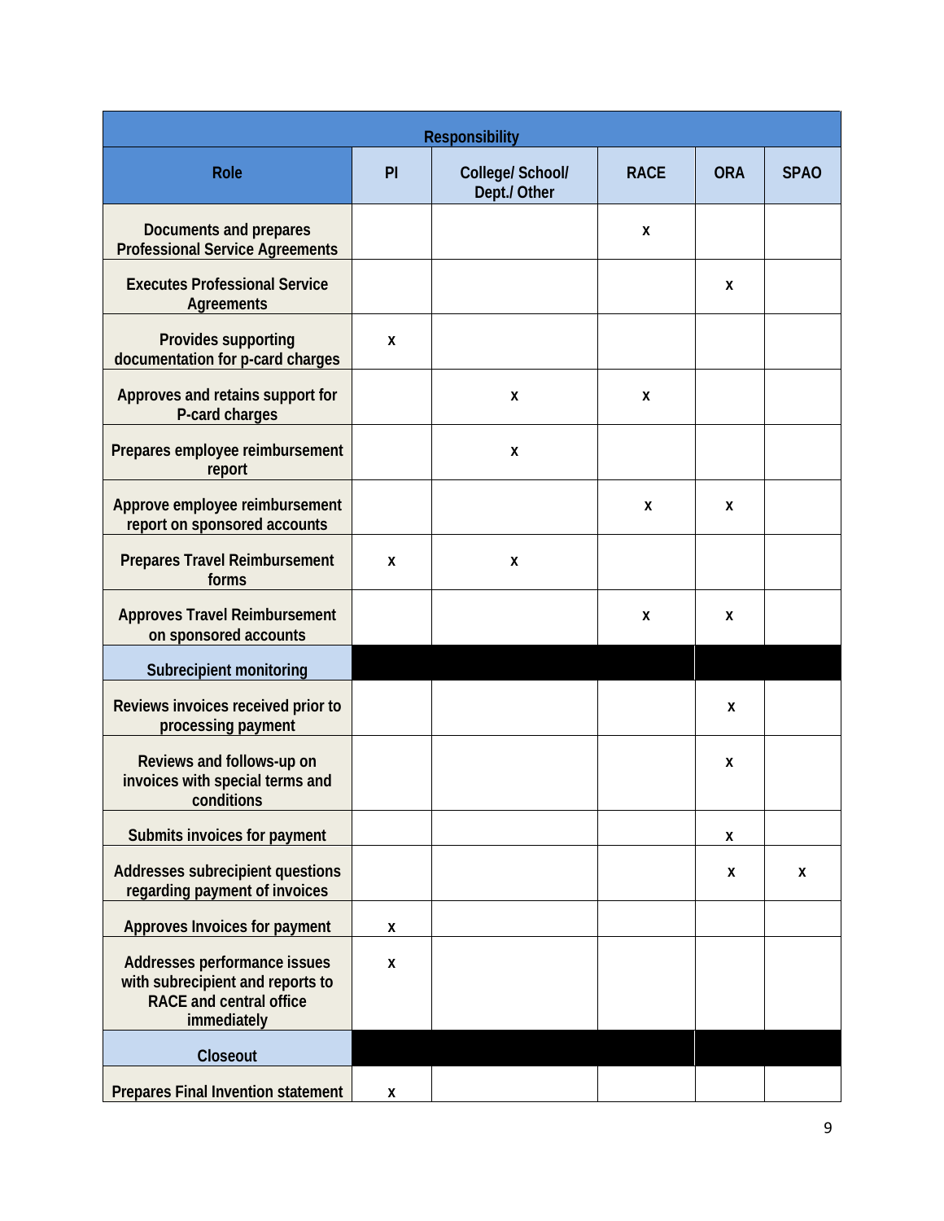| Responsibility | | | | | |
|---|---|---|---|---|---|
| **Role** | **PI** | **College/ School/ Dept./ Other** | **RACE** | **ORA** | **SPAO** |
| **Documents and prepares Professional Service Agreements** | | | x | | |
| **Executes Professional Service Agreements** | | | | x | |
| **Provides supporting documentation for p-card charges** | x | | | | |
| **Approves and retains support for P-card charges** | | x | x | | |
| **Prepares employee reimbursement report** | | x | | | |
| **Approve employee reimbursement report on sponsored accounts** | | | x | x | |
| **Prepares Travel Reimbursement forms** | x | x | | | |
| **Approves Travel Reimbursement on sponsored accounts** | | | x | x | |
| **Subrecipient monitoring** | | | | | |
| **Reviews invoices received prior to processing payment** | | | | x | |
| **Reviews and follows-up on invoices with special terms and conditions** | | | | x | |
| **Submits invoices for payment** | | | | x | |
| **Addresses subrecipient questions regarding payment of invoices** | | | | x | x |
| **Approves Invoices for payment** | x | | | | |
| **Addresses performance issues with subrecipient and reports to RACE and central office immediately** | x | | | | |
| **Closeout** | | | | | |
| **Prepares Final Invention statement** | x | | | | |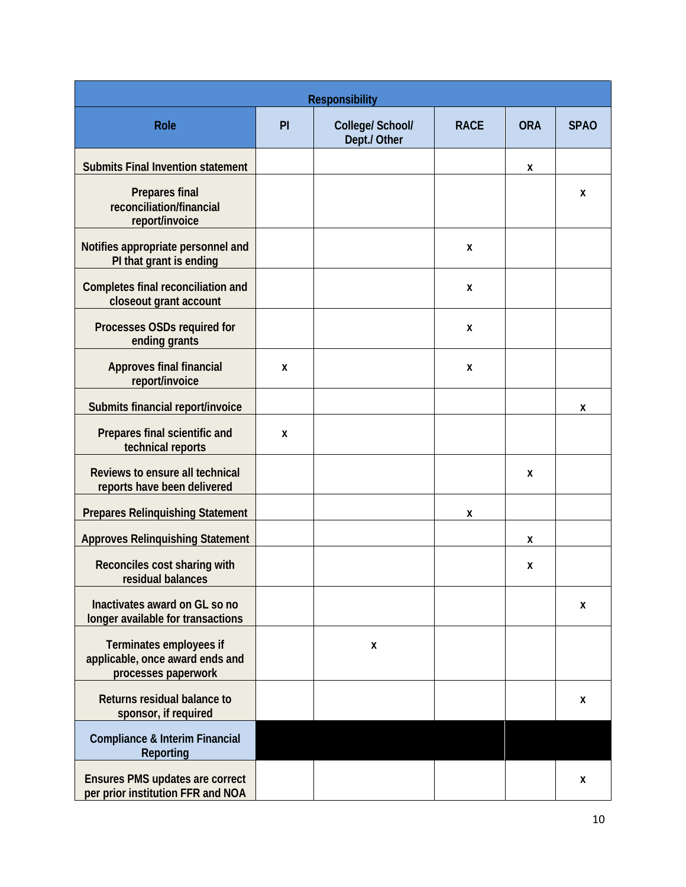| Responsibility | | | | | |
|---|---|---|---|---|---|
| **Role** | **PI** | **College/ School/ Dept./ Other** | **RACE** | **ORA** | **SPAO** |
| Submits Final Invention statement | | | | x | |
| Prepares final reconciliation/financial report/invoice | | | | | x |
| Notifies appropriate personnel and PI that grant is ending | | | x | | |
| Completes final reconciliation and closeout grant account | | | x | | |
| Processes OSDs required for ending grants | | | x | | |
| Approves final financial report/invoice | x | | x | | |
| Submits financial report/invoice | | | | | x |
| Prepares final scientific and technical reports | x | | | | |
| Reviews to ensure all technical reports have been delivered | | | | x | |
| Prepares Relinquishing Statement | | | x | | |
| Approves Relinquishing Statement | | | | x | |
| Reconciles cost sharing with residual balances | | | | x | |
| Inactivates award on GL so no longer available for transactions | | | | | x |
| Terminates employees if applicable, once award ends and processes paperwork | | x | | | |
| Returns residual balance to sponsor, if required | | | | | x |
| **Compliance & Interim Financial Reporting** | | | | | |
| Ensures PMS updates are correct per prior institution FFR and NOA | | | | | x |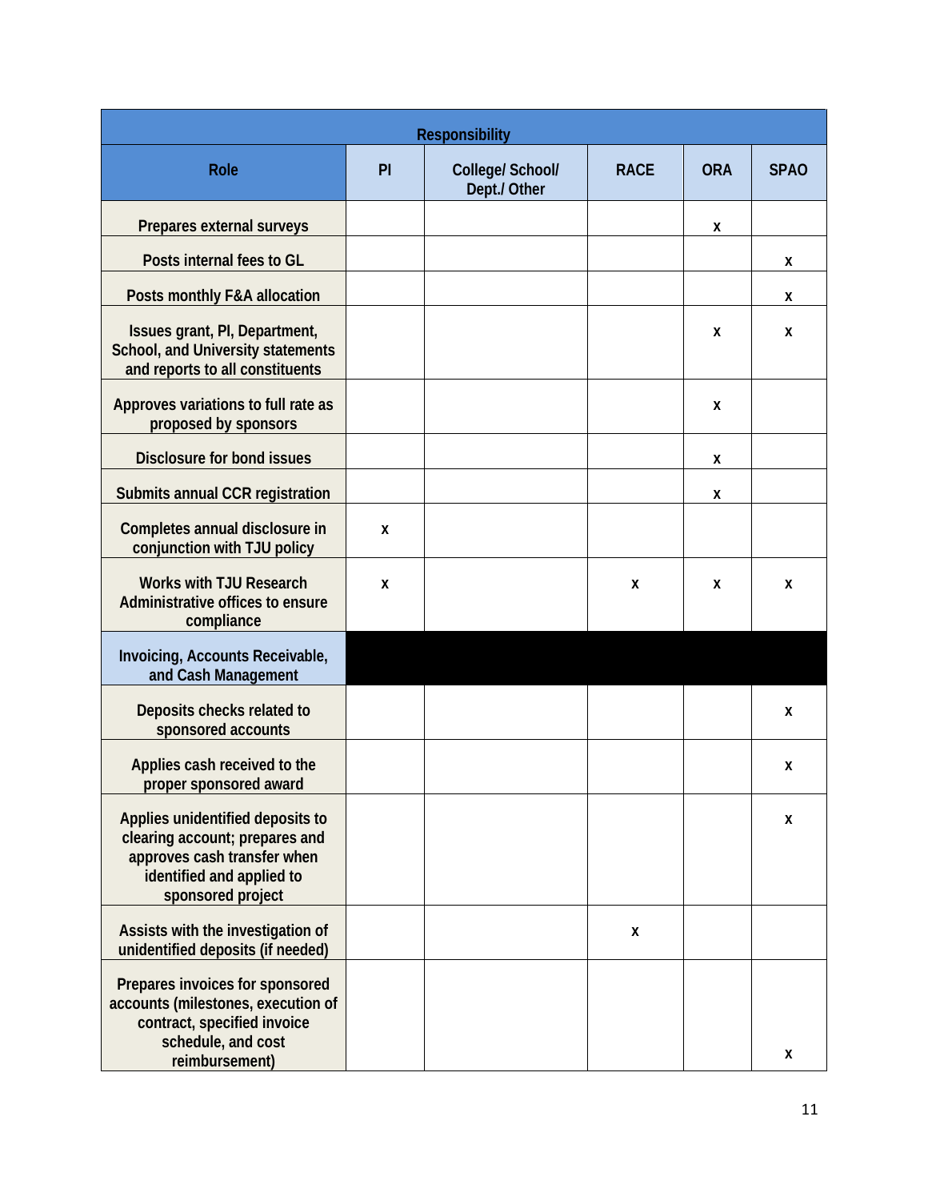| Responsibility | | | | | |
|---|---|---|---|---|---|
| Role | PI | College/ School/ Dept./ Other | RACE | ORA | SPAO |
| Prepares external surveys | | | | x | |
| Posts internal fees to GL | | | | | x |
| Posts monthly F&A allocation | | | | | x |
| Issues grant, PI, Department, School, and University statements and reports to all constituents | | | | x | x |
| Approves variations to full rate as proposed by sponsors | | | | x | |
| Disclosure for bond issues | | | | x | |
| Submits annual CCR registration | | | | x | |
| Completes annual disclosure in conjunction with TJU policy | x | | | | |
| Works with TJU Research Administrative offices to ensure compliance | x | | x | x | x |
| **Invoicing, Accounts Receivable, and Cash Management** | | | | | |
| Deposits checks related to sponsored accounts | | | | | x |
| Applies cash received to the proper sponsored award | | | | | x |
| Applies unidentified deposits to clearing account; prepares and approves cash transfer when identified and applied to sponsored project | | | | | x |
| Assists with the investigation of unidentified deposits (if needed) | | | x | | |
| Prepares invoices for sponsored accounts (milestones, execution of contract, specified invoice schedule, and cost reimbursement) | | | | | x |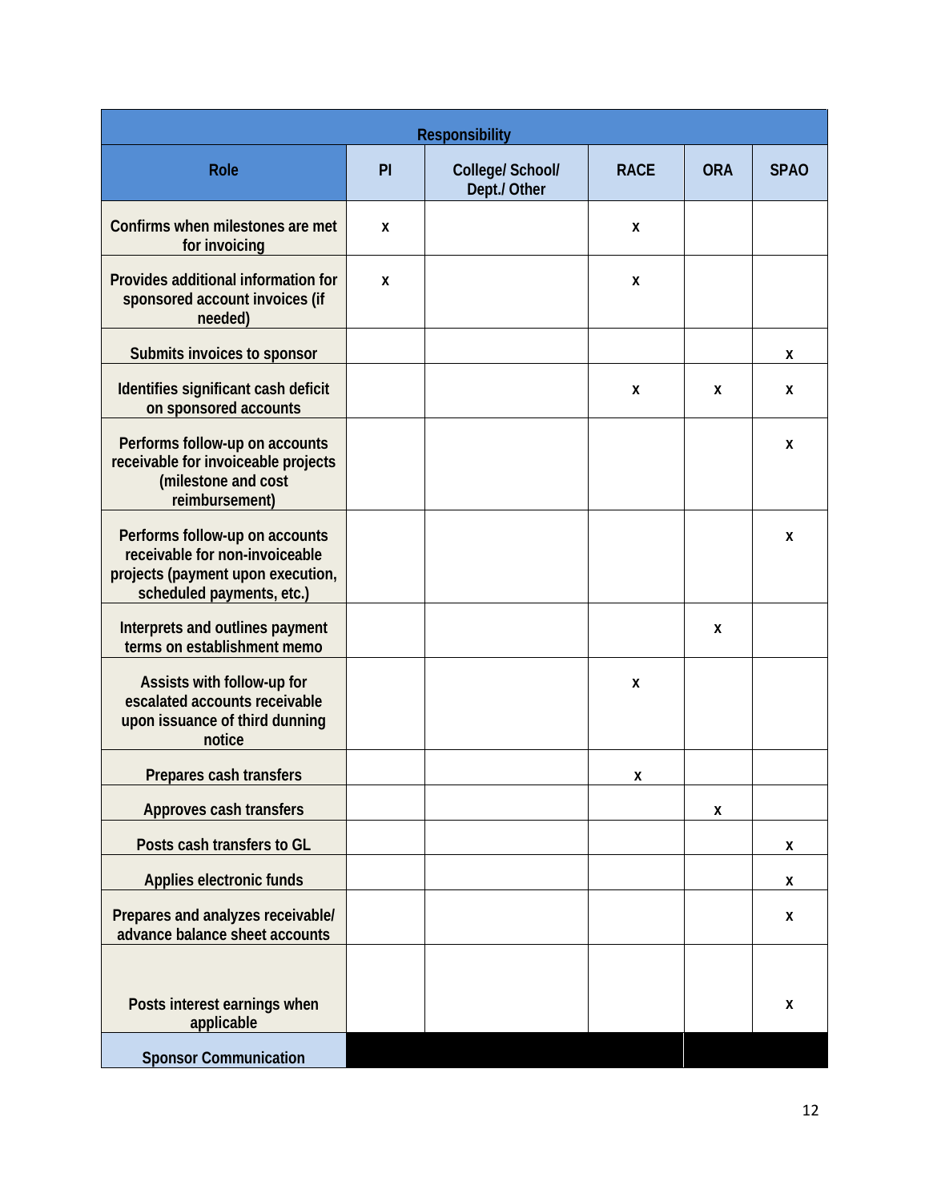| Responsibility | | | | | |
|---|---|---|---|---|---|
| Role | PI | College/ School/ Dept./ Other | RACE | ORA | SPAO |
| Confirms when milestones are met for invoicing | x | | x | | |
| Provides additional information for sponsored account invoices (if needed) | x | | x | | |
| Submits invoices to sponsor | | | | | x |
| Identifies significant cash deficit on sponsored accounts | | | x | x | x |
| Performs follow-up on accounts receivable for invoiceable projects (milestone and cost reimbursement) | | | | | x |
| Performs follow-up on accounts receivable for non-invoiceable projects (payment upon execution, scheduled payments, etc.) | | | | | x |
| Interprets and outlines payment terms on establishment memo | | | | x | |
| Assists with follow-up for escalated accounts receivable upon issuance of third dunning notice | | | x | | |
| Prepares cash transfers | | | x | | |
| Approves cash transfers | | | | x | |
| Posts cash transfers to GL | | | | | x |
| Applies electronic funds | | | | | x |
| Prepares and analyzes receivable/ advance balance sheet accounts | | | | | x |
| Posts interest earnings when applicable | | | | | x |
| Sponsor Communication | | | | | |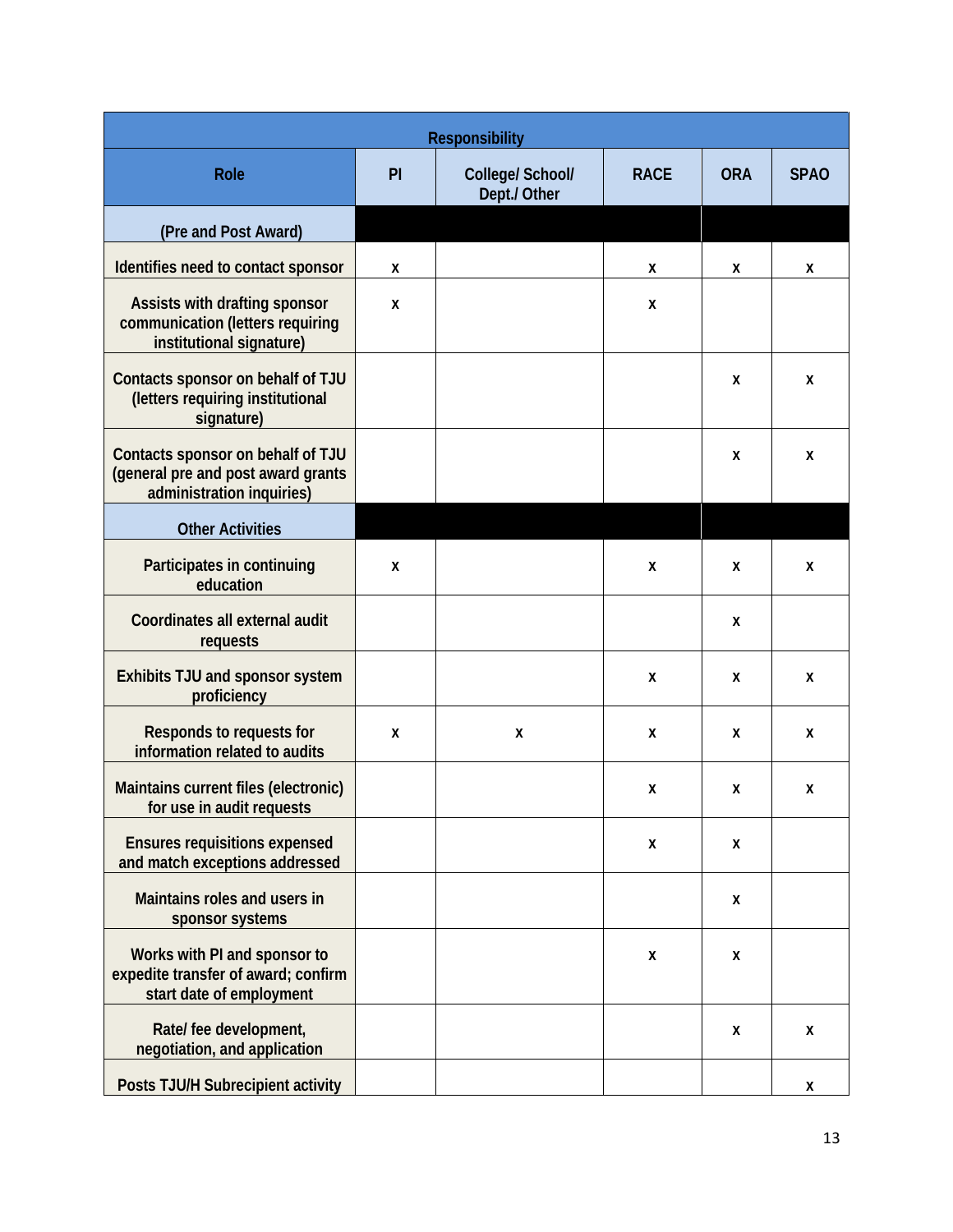| Role | PI | College/ School/ Dept./ Other | RACE | ORA | SPAO |
|---|---|---|---|---|---|
| | | | | | |
| **(Pre and Post Award)** | | | | | |
| Identifies need to contact sponsor | x | | x | x | x |
| Assists with drafting sponsor communication (letters requiring institutional signature) | x | | x | | |
| Contacts sponsor on behalf of TJU (letters requiring institutional signature) | | | | x | x |
| Contacts sponsor on behalf of TJU (general pre and post award grants administration inquiries) | | | | x | x |
| **Other Activities** | | | | | |
| Participates in continuing education | x | | x | x | x |
| Coordinates all external audit requests | | | | x | |
| Exhibits TJU and sponsor system proficiency | | | x | x | x |
| Responds to requests for information related to audits | x | x | x | x | x |
| Maintains current files (electronic) for use in audit requests | | | x | x | x |
| Ensures requisitions expensed and match exceptions addressed | | | x | x | |
| Maintains roles and users in sponsor systems | | | | x | |
| Works with PI and sponsor to expedite transfer of award; confirm start date of employment | | | x | x | |
| Rate/ fee development, negotiation, and application | | | | x | x |
| Posts TJU/H Subrecipient activity | | | | | x |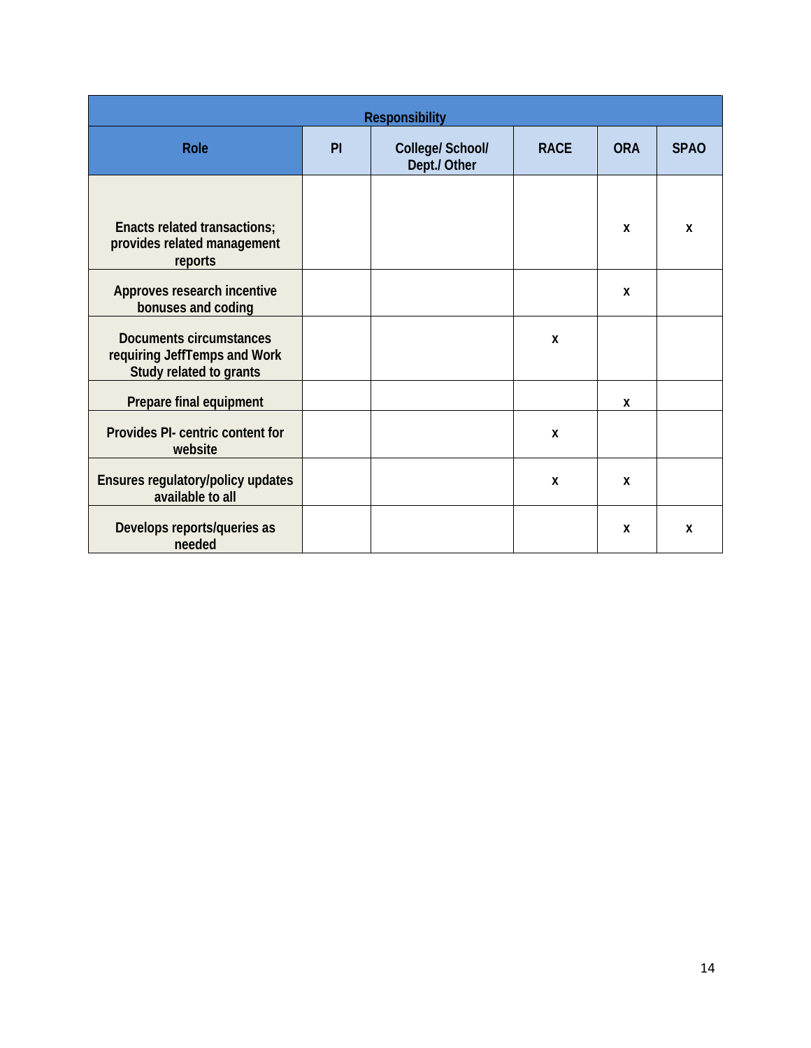| Responsibility | | | | | |
|---|---|---|---|---|---|
| **Role** | **PI** | **College/ School/ Dept./ Other** | **RACE** | **ORA** | **SPAO** |
| **Enacts related transactions; provides related management reports** | | | | x | x |
| **Approves research incentive bonuses and coding** | | | | x | |
| **Documents circumstances requiring JeffTemps and Work Study related to grants** | | | x | | |
| **Prepare final equipment** | | | | x | |
| **Provides PI- centric content for website** | | | x | | |
| **Ensures regulatory/policy updates available to all** | | | x | x | |
| **Develops reports/queries as needed** | | | | x | x |